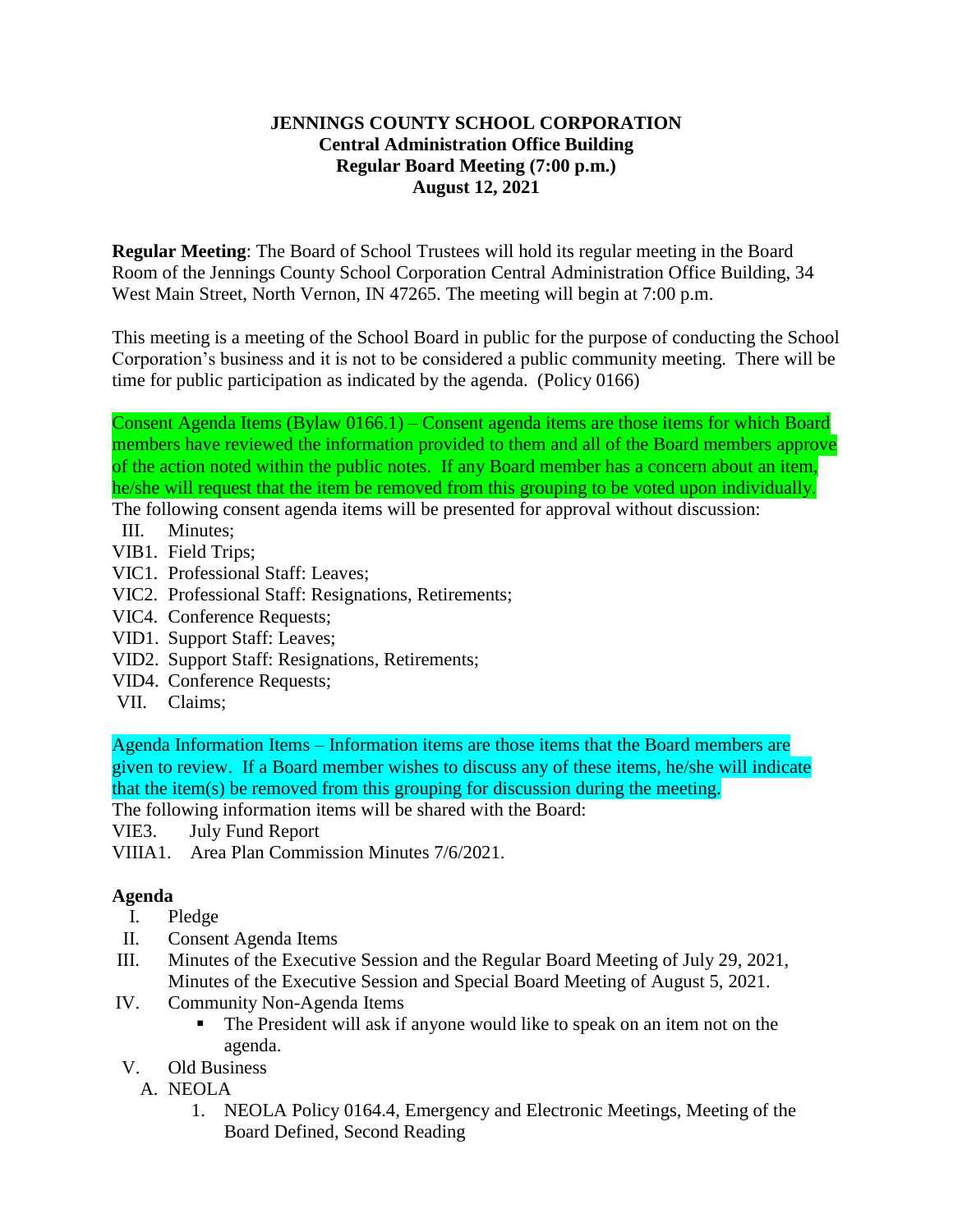**JENNINGS COUNTY SCHOOL CORPORATION**
**Central Administration Office Building**
**Regular Board Meeting (7:00 p.m.)**
**August 12, 2021**

**Regular Meeting**: The Board of School Trustees will hold its regular meeting in the Board Room of the Jennings County School Corporation Central Administration Office Building, 34 West Main Street, North Vernon, IN 47265. The meeting will begin at 7:00 p.m.

This meeting is a meeting of the School Board in public for the purpose of conducting the School Corporation's business and it is not to be considered a public community meeting. There will be time for public participation as indicated by the agenda. (Policy 0166)

Consent Agenda Items (Bylaw 0166.1) – Consent agenda items are those items for which Board members have reviewed the information provided to them and all of the Board members approve of the action noted within the public notes. If any Board member has a concern about an item, he/she will request that the item be removed from this grouping to be voted upon individually.
The following consent agenda items will be presented for approval without discussion:

- III. Minutes;
- VIB1. Field Trips;
- VIC1. Professional Staff: Leaves;
- VIC2. Professional Staff: Resignations, Retirements;
- VIC4. Conference Requests;
- VID1. Support Staff: Leaves;
- VID2. Support Staff: Resignations, Retirements;
- VID4. Conference Requests;
- VII. Claims;

Agenda Information Items – Information items are those items that the Board members are given to review. If a Board member wishes to discuss any of these items, he/she will indicate that the item(s) be removed from this grouping for discussion during the meeting.
The following information items will be shared with the Board:

- VIE3. July Fund Report
- VIIIA1. Area Plan Commission Minutes 7/6/2021.

**Agenda**

- I. Pledge
- II. Consent Agenda Items
- III. Minutes of the Executive Session and the Regular Board Meeting of July 29, 2021, Minutes of the Executive Session and Special Board Meeting of August 5, 2021.
- IV. Community Non-Agenda Items
  - The President will ask if anyone would like to speak on an item not on the agenda.
- V. Old Business
  - A. NEOLA
    1. NEOLA Policy 0164.4, Emergency and Electronic Meetings, Meeting of the Board Defined, Second Reading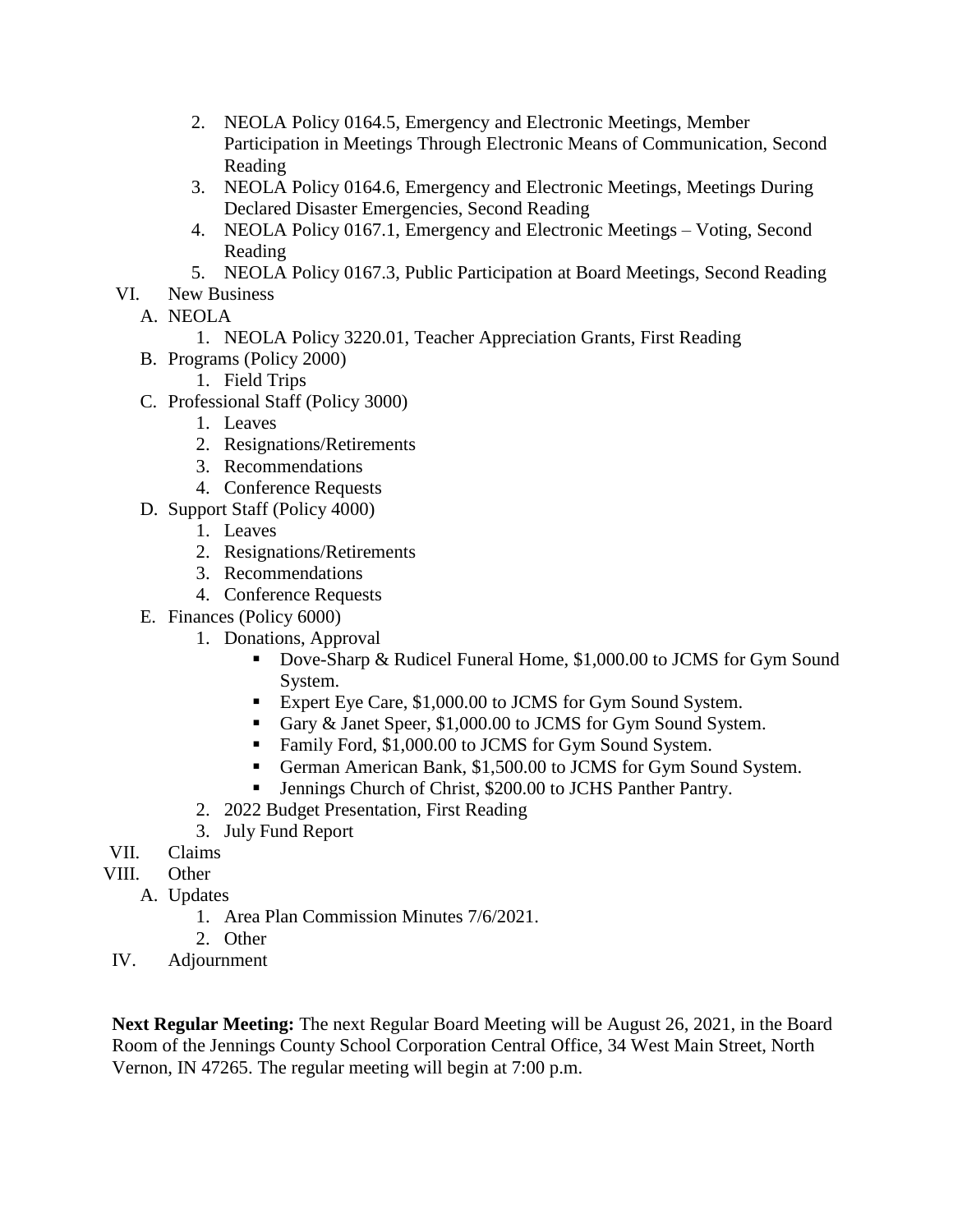2. NEOLA Policy 0164.5, Emergency and Electronic Meetings, Member Participation in Meetings Through Electronic Means of Communication, Second Reading
   3. NEOLA Policy 0164.6, Emergency and Electronic Meetings, Meetings During Declared Disaster Emergencies, Second Reading
   4. NEOLA Policy 0167.1, Emergency and Electronic Meetings – Voting, Second Reading
   5. NEOLA Policy 0167.3, Public Participation at Board Meetings, Second Reading

VI. New Business

   A. NEOLA
      1. NEOLA Policy 3220.01, Teacher Appreciation Grants, First Reading
   B. Programs (Policy 2000)
      1. Field Trips
   C. Professional Staff (Policy 3000)
      1. Leaves
      2. Resignations/Retirements
      3. Recommendations
      4. Conference Requests
   D. Support Staff (Policy 4000)
      1. Leaves
      2. Resignations/Retirements
      3. Recommendations
      4. Conference Requests
   E. Finances (Policy 6000)
      1. Donations, Approval
         - Dove-Sharp & Rudicel Funeral Home, $1,000.00 to JCMS for Gym Sound System.
         - Expert Eye Care, $1,000.00 to JCMS for Gym Sound System.
         - Gary & Janet Speer, $1,000.00 to JCMS for Gym Sound System.
         - Family Ford, $1,000.00 to JCMS for Gym Sound System.
         - German American Bank, $1,500.00 to JCMS for Gym Sound System.
         - Jennings Church of Christ, $200.00 to JCHS Panther Pantry.
      2. 2022 Budget Presentation, First Reading
      3. July Fund Report

VII. Claims

VIII. Other

   A. Updates
      1. Area Plan Commission Minutes 7/6/2021.
      2. Other

IV. Adjournment

**Next Regular Meeting:** The next Regular Board Meeting will be August 26, 2021, in the Board Room of the Jennings County School Corporation Central Office, 34 West Main Street, North Vernon, IN 47265. The regular meeting will begin at 7:00 p.m.